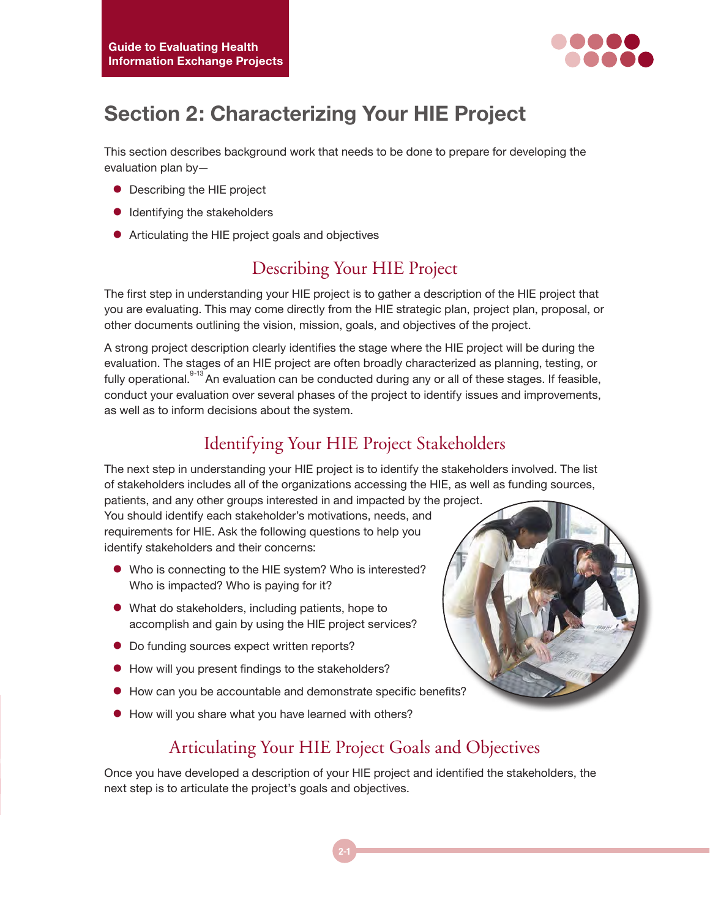# Section 2: Characterizing Your HIE Project

This section describes background work that needs to be done to prepare for developing the evaluation plan by—

- Describing the HIE project
- Identifying the stakeholders
- Articulating the HIE project goals and objectives

## Describing Your HIE Project

The first step in understanding your HIE project is to gather a description of the HIE project that you are evaluating. This may come directly from the HIE strategic plan, project plan, proposal, or other documents outlining the vision, mission, goals, and objectives of the project.

A strong project description clearly identifies the stage where the HIE project will be during the evaluation. The stages of an HIE project are often broadly characterized as planning, testing, or fully operational.[9-13] An evaluation can be conducted during any or all of these stages. If feasible, conduct your evaluation over several phases of the project to identify issues and improvements, as well as to inform decisions about the system.

## Identifying Your HIE Project Stakeholders

The next step in understanding your HIE project is to identify the stakeholders involved. The list of stakeholders includes all of the organizations accessing the HIE, as well as funding sources, patients, and any other groups interested in and impacted by the project. You should identify each stakeholder's motivations, needs, and requirements for HIE. Ask the following questions to help you identify stakeholders and their concerns:

- Who is connecting to the HIE system? Who is interested? Who is impacted? Who is paying for it?
- What do stakeholders, including patients, hope to accomplish and gain by using the HIE project services?
- Do funding sources expect written reports?
- How will you present findings to the stakeholders?
- How can you be accountable and demonstrate specific benefits?
- How will you share what you have learned with others?

## Articulating Your HIE Project Goals and Objectives

Once you have developed a description of your HIE project and identified the stakeholders, the next step is to articulate the project's goals and objectives.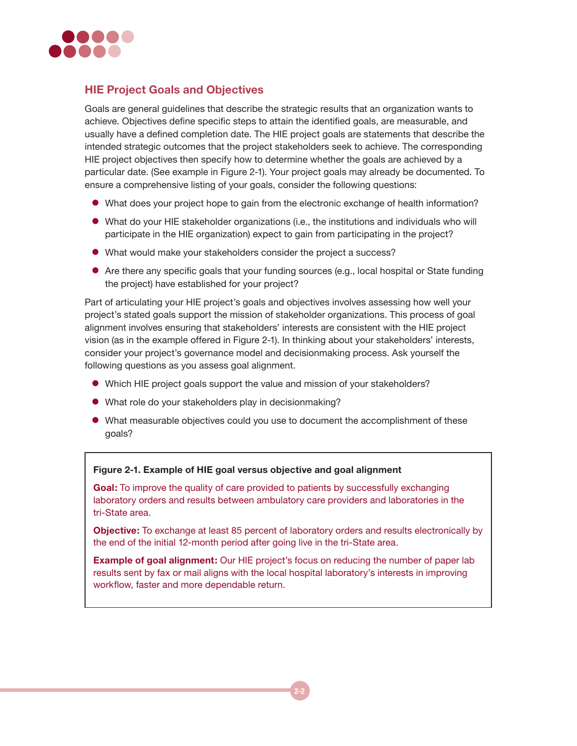## HIE Project Goals and Objectives

Goals are general guidelines that describe the strategic results that an organization wants to achieve. Objectives define specific steps to attain the identified goals, are measurable, and usually have a defined completion date. The HIE project goals are statements that describe the intended strategic outcomes that the project stakeholders seek to achieve. The corresponding HIE project objectives then specify how to determine whether the goals are achieved by a particular date. (See example in Figure 2-1). Your project goals may already be documented. To ensure a comprehensive listing of your goals, consider the following questions:

- What does your project hope to gain from the electronic exchange of health information?
- What do your HIE stakeholder organizations (i.e., the institutions and individuals who will participate in the HIE organization) expect to gain from participating in the project?
- What would make your stakeholders consider the project a success?
- Are there any specific goals that your funding sources (e.g., local hospital or State funding the project) have established for your project?

Part of articulating your HIE project's goals and objectives involves assessing how well your project's stated goals support the mission of stakeholder organizations. This process of goal alignment involves ensuring that stakeholders' interests are consistent with the HIE project vision (as in the example offered in Figure 2-1). In thinking about your stakeholders' interests, consider your project's governance model and decisionmaking process. Ask yourself the following questions as you assess goal alignment.

- Which HIE project goals support the value and mission of your stakeholders?
- What role do your stakeholders play in decisionmaking?
- What measurable objectives could you use to document the accomplishment of these goals?

**Figure 2-1. Example of HIE goal versus objective and goal alignment**

**Goal:** To improve the quality of care provided to patients by successfully exchanging laboratory orders and results between ambulatory care providers and laboratories in the tri-State area.

**Objective:** To exchange at least 85 percent of laboratory orders and results electronically by the end of the initial 12-month period after going live in the tri-State area.

**Example of goal alignment:** Our HIE project's focus on reducing the number of paper lab results sent by fax or mail aligns with the local hospital laboratory's interests in improving workflow, faster and more dependable return.